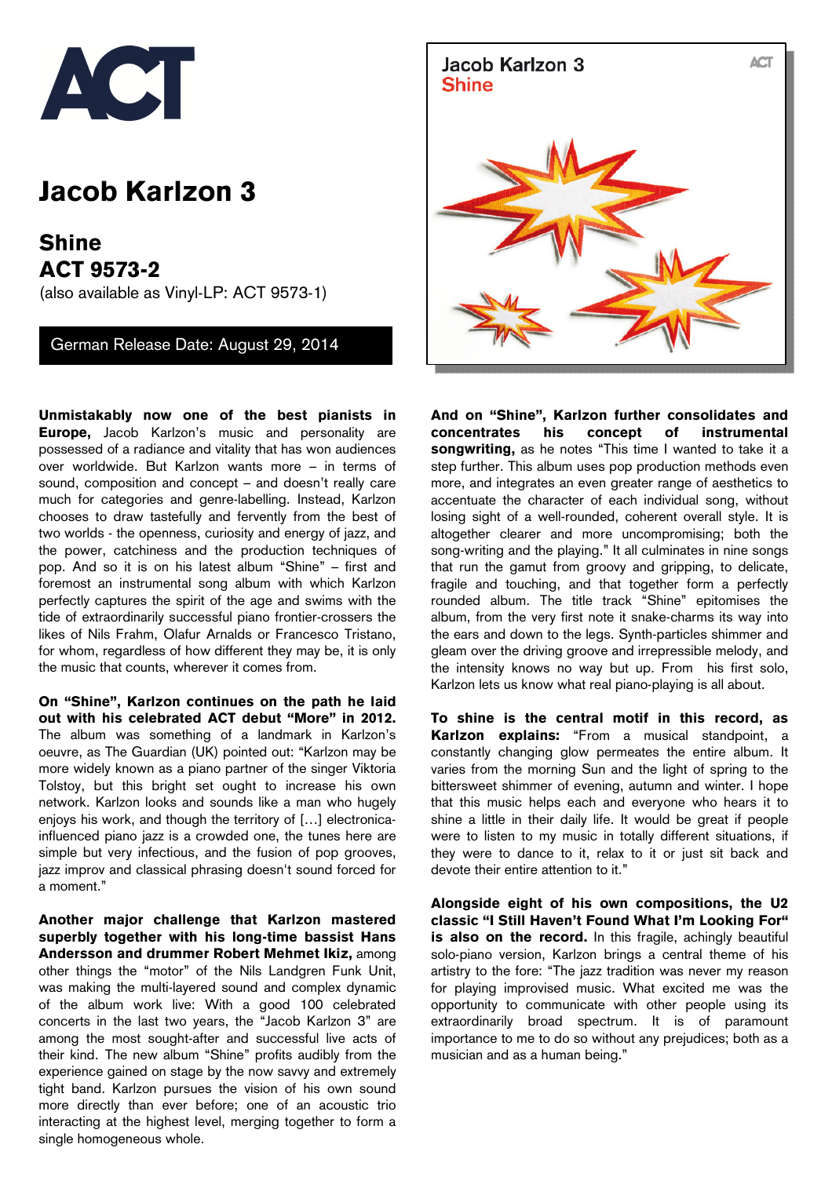# ACT

# Jacob Karlzon 3

## Shine
## ACT 9573-2

(also available as Vinyl-LP: ACT 9573-1)

German Release Date: August 29, 2014

Jacob Karlzon 3
Shine

**Unmistakably now one of the best pianists in Europe,** Jacob Karlzon's music and personality are possessed of a radiance and vitality that has won audiences over worldwide. But Karlzon wants more – in terms of sound, composition and concept – and doesn't really care much for categories and genre-labelling. Instead, Karlzon chooses to draw tastefully and fervently from the best of two worlds - the openness, curiosity and energy of jazz, and the power, catchiness and the production techniques of pop. And so it is on his latest album "Shine" – first and foremost an instrumental song album with which Karlzon perfectly captures the spirit of the age and swims with the tide of extraordinarily successful piano frontier-crossers the likes of Nils Frahm, Olafur Arnalds or Francesco Tristano, for whom, regardless of how different they may be, it is only the music that counts, wherever it comes from.

**On "Shine", Karlzon continues on the path he laid out with his celebrated ACT debut "More" in 2012.** The album was something of a landmark in Karlzon's oeuvre, as The Guardian (UK) pointed out: "Karlzon may be more widely known as a piano partner of the singer Viktoria Tolstoy, but this bright set ought to increase his own network. Karlzon looks and sounds like a man who hugely enjoys his work, and though the territory of […] electronica-influenced piano jazz is a crowded one, the tunes here are simple but very infectious, and the fusion of pop grooves, jazz improv and classical phrasing doesn't sound forced for a moment."

**Another major challenge that Karlzon mastered superbly together with his long-time bassist Hans Andersson and drummer Robert Mehmet Ikiz,** among other things the "motor" of the Nils Landgren Funk Unit, was making the multi-layered sound and complex dynamic of the album work live: With a good 100 celebrated concerts in the last two years, the "Jacob Karlzon 3" are among the most sought-after and successful live acts of their kind. The new album "Shine" profits audibly from the experience gained on stage by the now savvy and extremely tight band. Karlzon pursues the vision of his own sound more directly than ever before; one of an acoustic trio interacting at the highest level, merging together to form a single homogeneous whole.

**And on "Shine", Karlzon further consolidates and concentrates his concept of instrumental songwriting,** as he notes "This time I wanted to take it a step further. This album uses pop production methods even more, and integrates an even greater range of aesthetics to accentuate the character of each individual song, without losing sight of a well-rounded, coherent overall style. It is altogether clearer and more uncompromising; both the song-writing and the playing." It all culminates in nine songs that run the gamut from groovy and gripping, to delicate, fragile and touching, and that together form a perfectly rounded album. The title track "Shine" epitomises the album, from the very first note it snake-charms its way into the ears and down to the legs. Synth-particles shimmer and gleam over the driving groove and irrepressible melody, and the intensity knows no way but up. From his first solo, Karlzon lets us know what real piano-playing is all about.

**To shine is the central motif in this record, as Karlzon explains:** "From a musical standpoint, a constantly changing glow permeates the entire album. It varies from the morning Sun and the light of spring to the bittersweet shimmer of evening, autumn and winter. I hope that this music helps each and everyone who hears it to shine a little in their daily life. It would be great if people were to listen to my music in totally different situations, if they were to dance to it, relax to it or just sit back and devote their entire attention to it."

**Alongside eight of his own compositions, the U2 classic "I Still Haven't Found What I'm Looking For" is also on the record.** In this fragile, achingly beautiful solo-piano version, Karlzon brings a central theme of his artistry to the fore: "The jazz tradition was never my reason for playing improvised music. What excited me was the opportunity to communicate with other people using its extraordinarily broad spectrum. It is of paramount importance to me to do so without any prejudices; both as a musician and as a human being."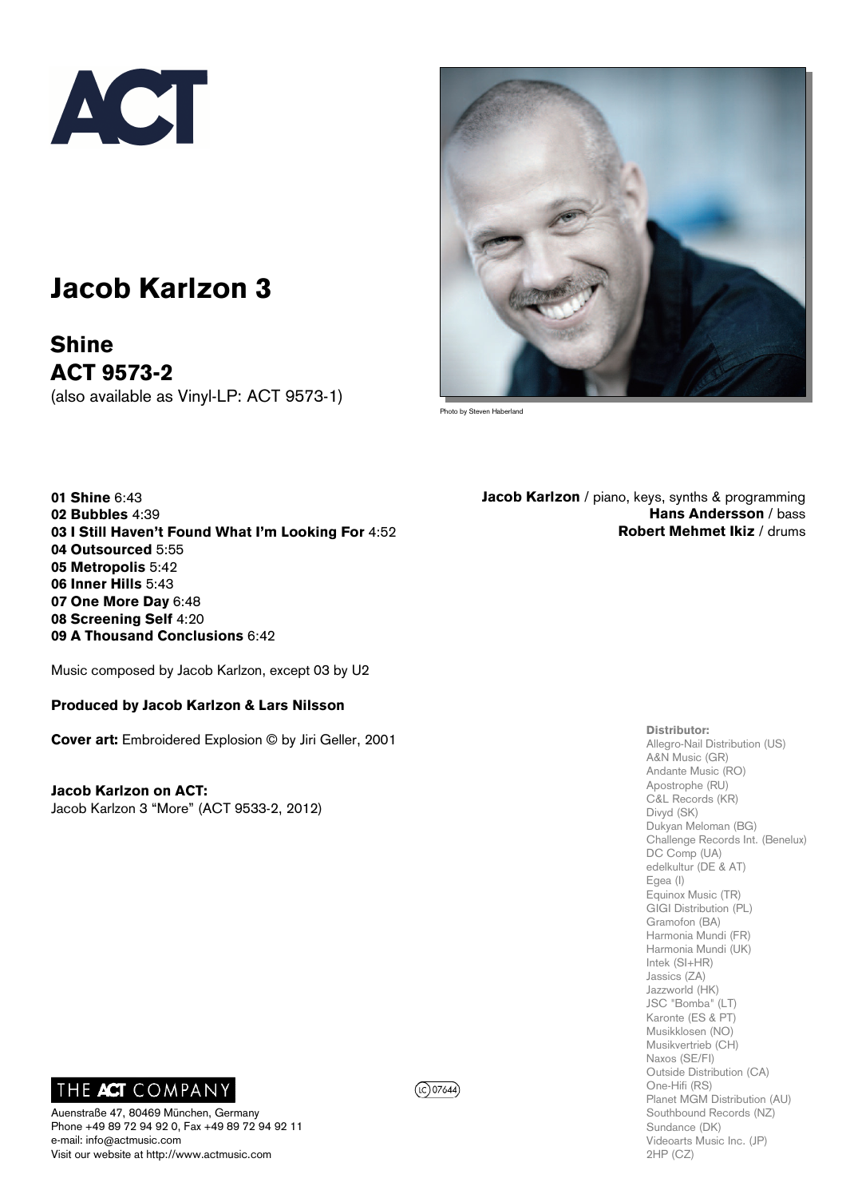# Jacob Karlzon 3

## Shine
## ACT 9573-2

(also available as Vinyl-LP: ACT 9573-1)

Photo by Steven Haberland

**01 Shine** 6:43
**02 Bubbles** 4:39
**03 I Still Haven't Found What I'm Looking For** 4:52
**04 Outsourced** 5:55
**05 Metropolis** 5:42
**06 Inner Hills** 5:43
**07 One More Day** 6:48
**08 Screening Self** 4:20
**09 A Thousand Conclusions** 6:42

**Jacob Karlzon** / piano, keys, synths & programming
**Hans Andersson** / bass
**Robert Mehmet Ikiz** / drums

Music composed by Jacob Karlzon, except 03 by U2

**Produced by Jacob Karlzon & Lars Nilsson**

**Cover art:** Embroidered Explosion © by Jiri Geller, 2001

**Jacob Karlzon on ACT:**
Jacob Karlzon 3 "More" (ACT 9533-2, 2012)

**Distributor:**
Allegro-Nail Distribution (US)
A&N Music (GR)
Andante Music (RO)
Apostrophe (RU)
C&L Records (KR)
Divyd (SK)
Dukyan Meloman (BG)
Challenge Records Int. (Benelux)
DC Comp (UA)
edelkultur (DE & AT)
Egea (I)
Equinox Music (TR)
GIGI Distribution (PL)
Gramofon (BA)
Harmonia Mundi (FR)
Harmonia Mundi (UK)
Intek (SI+HR)
Jassics (ZA)
Jazzworld (HK)
JSC "Bomba" (LT)
Karonte (ES & PT)
Musikklosen (NO)
Musikvertrieb (CH)
Naxos (SE/FI)
Outside Distribution (CA)
One-Hifi (RS)
Planet MGM Distribution (AU)
Southbound Records (NZ)
Sundance (DK)
Videoarts Music Inc. (JP)
2HP (CZ)

THE ACT COMPANY

Auenstraße 47, 80469 München, Germany
Phone +49 89 72 94 92 0, Fax +49 89 72 94 92 11
e-mail: info@actmusic.com
Visit our website at http://www.actmusic.com

LC 07644